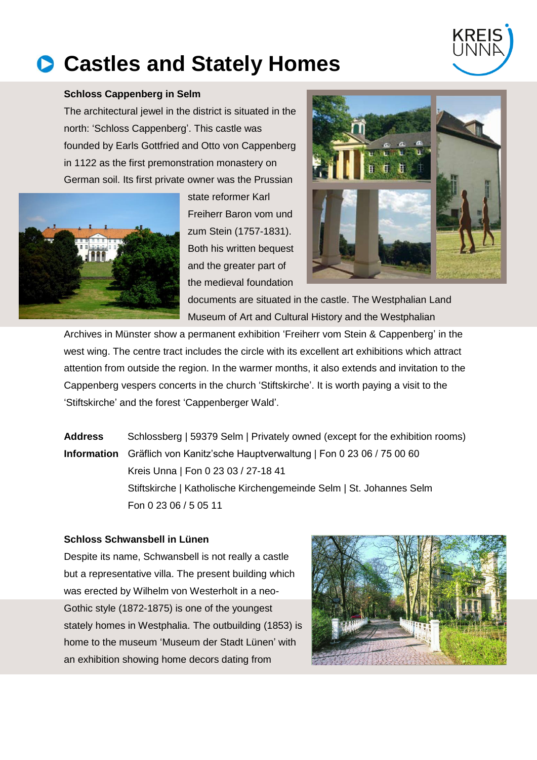# Castles and Stately Homes

### Schloss Cappenberg in Selm

The architectural jewel in the district is situated in the north: 'Schloss Cappenberg'. This castle was founded by Earls Gottfried and Otto von Cappenberg in 1122 as the first premonstration monastery on German soil. Its first private owner was the Prussian state reformer Karl Freiherr Baron vom und zum Stein (1757-1831). Both his written bequest and the greater part of the medieval foundation documents are situated in the castle. The Westphalian Land Museum of Art and Cultural History and the Westphalian Archives in Münster show a permanent exhibition 'Freiherr vom Stein & Cappenberg' in the west wing. The centre tract includes the circle with its excellent art exhibitions which attract attention from outside the region. In the warmer months, it also extends and invitation to the Cappenberg vespers concerts in the church 'Stiftskirche'. It is worth paying a visit to the 'Stiftskirche' and the forest 'Cappenberger Wald'.

**Address** Schlossberg | 59379 Selm | Privately owned (except for the exhibition rooms)

**Information** Gräflich von Kanitz'sche Hauptverwaltung | Fon 0 23 06 / 75 00 60
Kreis Unna | Fon 0 23 03 / 27-18 41
Stiftskirche | Katholische Kirchengemeinde Selm | St. Johannes Selm
Fon 0 23 06 / 5 05 11

### Schloss Schwansbell in Lünen

Despite its name, Schwansbell is not really a castle but a representative villa. The present building which was erected by Wilhelm von Westerholt in a neo-Gothic style (1872-1875) is one of the youngest stately homes in Westphalia. The outbuilding (1853) is home to the museum 'Museum der Stadt Lünen' with an exhibition showing home decors dating from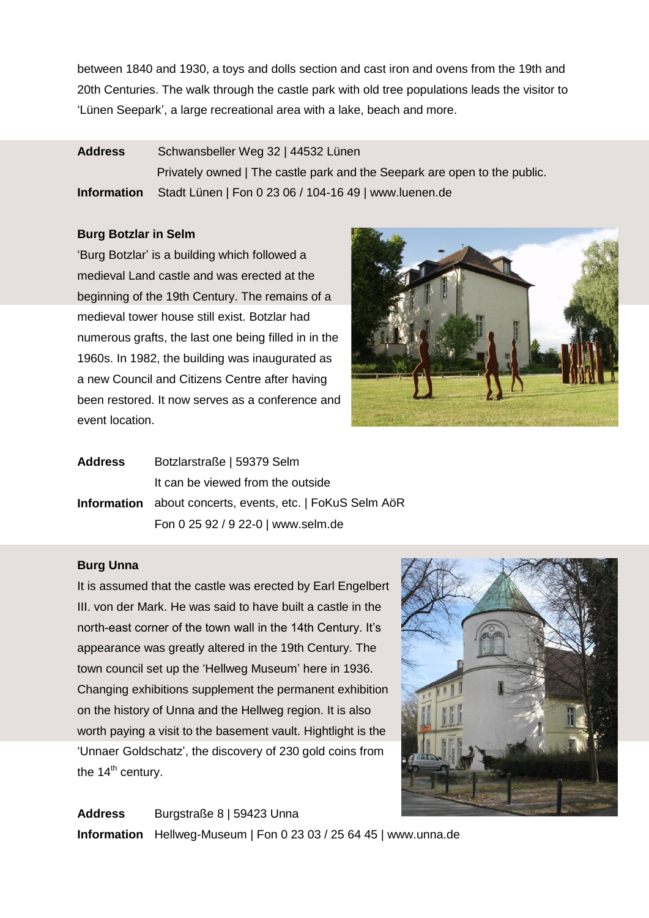between 1840 and 1930, a toys and dolls section and cast iron and ovens from the 19th and 20th Centuries. The walk through the castle park with old tree populations leads the visitor to 'Lünen Seepark', a large recreational area with a lake, beach and more.

**Address** Schwansbeller Weg 32 | 44532 Lünen
Privately owned | The castle park and the Seepark are open to the public.

**Information** Stadt Lünen | Fon 0 23 06 / 104-16 49 | www.luenen.de

### Burg Botzlar in Selm

'Burg Botzlar' is a building which followed a medieval Land castle and was erected at the beginning of the 19th Century. The remains of a medieval tower house still exist. Botzlar had numerous grafts, the last one being filled in in the 1960s. In 1982, the building was inaugurated as a new Council and Citizens Centre after having been restored. It now serves as a conference and event location.

**Address** Botzlarstraße | 59379 Selm
It can be viewed from the outside

**Information** about concerts, events, etc. | FoKuS Selm AöR
Fon 0 25 92 / 9 22-0 | www.selm.de

### Burg Unna

It is assumed that the castle was erected by Earl Engelbert III. von der Mark. He was said to have built a castle in the north-east corner of the town wall in the 14th Century. It's appearance was greatly altered in the 19th Century. The town council set up the 'Hellweg Museum' here in 1936. Changing exhibitions supplement the permanent exhibition on the history of Unna and the Hellweg region. It is also worth paying a visit to the basement vault. Hightlight is the 'Unnaer Goldschatz', the discovery of 230 gold coins from the 14th century.

**Address** Burgstraße 8 | 59423 Unna

**Information** Hellweg-Museum | Fon 0 23 03 / 25 64 45 | www.unna.de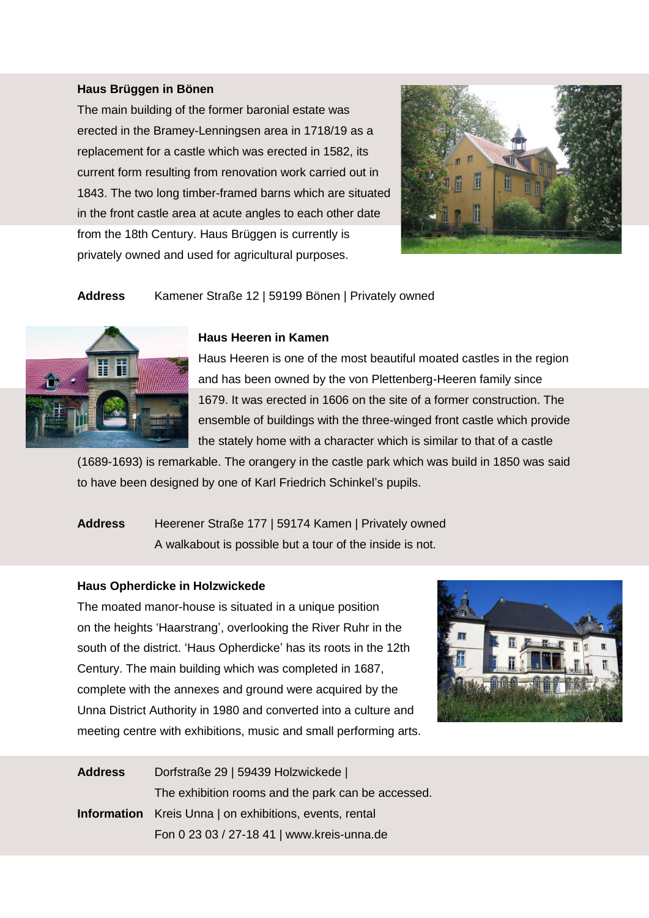### Haus Brüggen in Bönen

The main building of the former baronial estate was erected in the Bramey-Lenningsen area in 1718/19 as a replacement for a castle which was erected in 1582, its current form resulting from renovation work carried out in 1843. The two long timber-framed barns which are situated in the front castle area at acute angles to each other date from the 18th Century. Haus Brüggen is currently is privately owned and used for agricultural purposes.

**Address** Kamener Straße 12 | 59199 Bönen | Privately owned

### Haus Heeren in Kamen

Haus Heeren is one of the most beautiful moated castles in the region and has been owned by the von Plettenberg-Heeren family since 1679. It was erected in 1606 on the site of a former construction. The ensemble of buildings with the three-winged front castle which provide the stately home with a character which is similar to that of a castle (1689-1693) is remarkable. The orangery in the castle park which was build in 1850 was said to have been designed by one of Karl Friedrich Schinkel's pupils.

**Address** Heerener Straße 177 | 59174 Kamen | Privately owned
A walkabout is possible but a tour of the inside is not.

### Haus Opherdicke in Holzwickede

The moated manor-house is situated in a unique position on the heights 'Haarstrang', overlooking the River Ruhr in the south of the district. 'Haus Opherdicke' has its roots in the 12th Century. The main building which was completed in 1687, complete with the annexes and ground were acquired by the Unna District Authority in 1980 and converted into a culture and meeting centre with exhibitions, music and small performing arts.

**Address** Dorfstraße 29 | 59439 Holzwickede |
The exhibition rooms and the park can be accessed.

**Information** Kreis Unna | on exhibitions, events, rental
Fon 0 23 03 / 27-18 41 | www.kreis-unna.de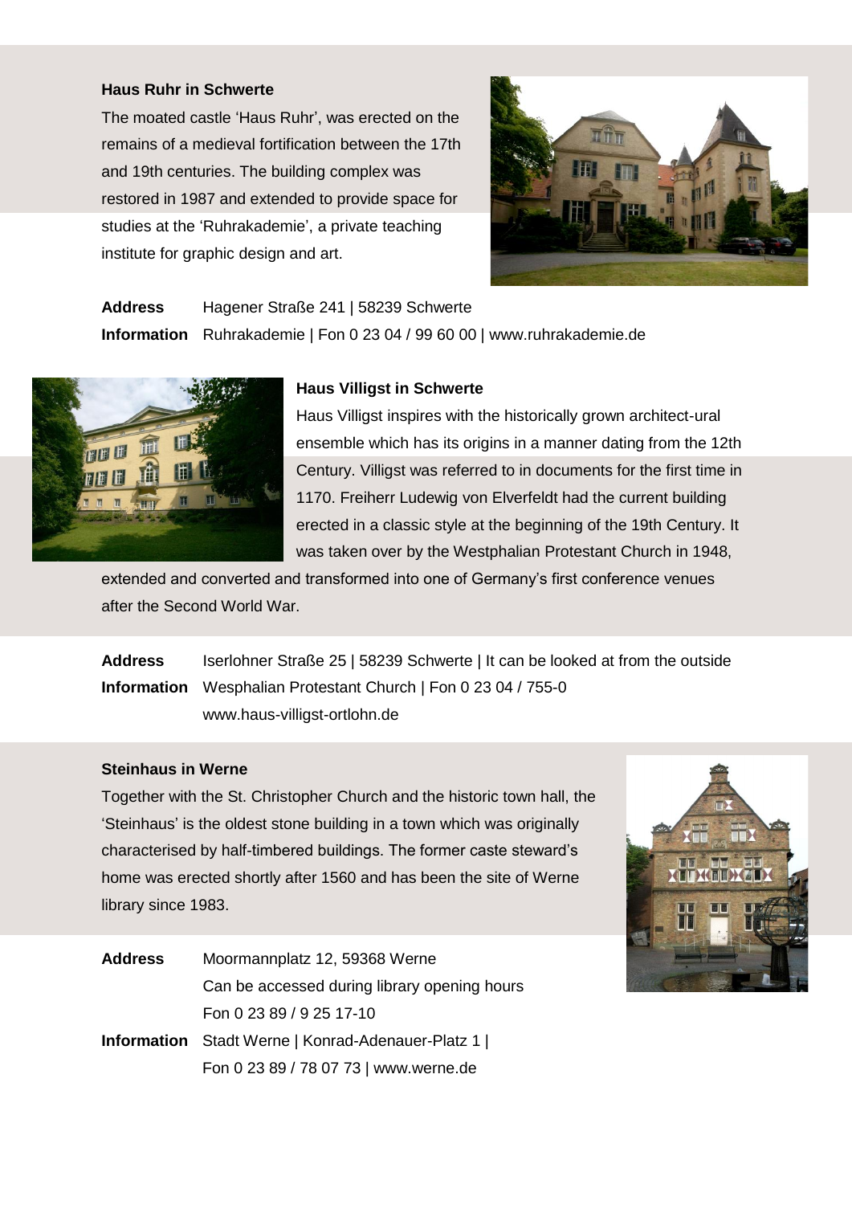**Haus Ruhr in Schwerte**

The moated castle 'Haus Ruhr', was erected on the remains of a medieval fortification between the 17th and 19th centuries. The building complex was restored in 1987 and extended to provide space for studies at the 'Ruhrakademie', a private teaching institute for graphic design and art.

**Address** Hagener Straße 241 | 58239 Schwerte
**Information** Ruhrakademie | Fon 0 23 04 / 99 60 00 | www.ruhrakademie.de

**Haus Villigst in Schwerte**

Haus Villigst inspires with the historically grown architect-ural ensemble which has its origins in a manner dating from the 12th Century. Villigst was referred to in documents for the first time in 1170. Freiherr Ludewig von Elverfeldt had the current building erected in a classic style at the beginning of the 19th Century. It was taken over by the Westphalian Protestant Church in 1948, extended and converted and transformed into one of Germany's first conference venues after the Second World War.

**Address** Iserlohner Straße 25 | 58239 Schwerte | It can be looked at from the outside
**Information** Wesphalian Protestant Church | Fon 0 23 04 / 755-0
www.haus-villigst-ortlohn.de

**Steinhaus in Werne**

Together with the St. Christopher Church and the historic town hall, the 'Steinhaus' is the oldest stone building in a town which was originally characterised by half-timbered buildings. The former caste steward's home was erected shortly after 1560 and has been the site of Werne library since 1983.

**Address** Moormannplatz 12, 59368 Werne
Can be accessed during library opening hours
Fon 0 23 89 / 9 25 17-10
**Information** Stadt Werne | Konrad-Adenauer-Platz 1 |
Fon 0 23 89 / 78 07 73 | www.werne.de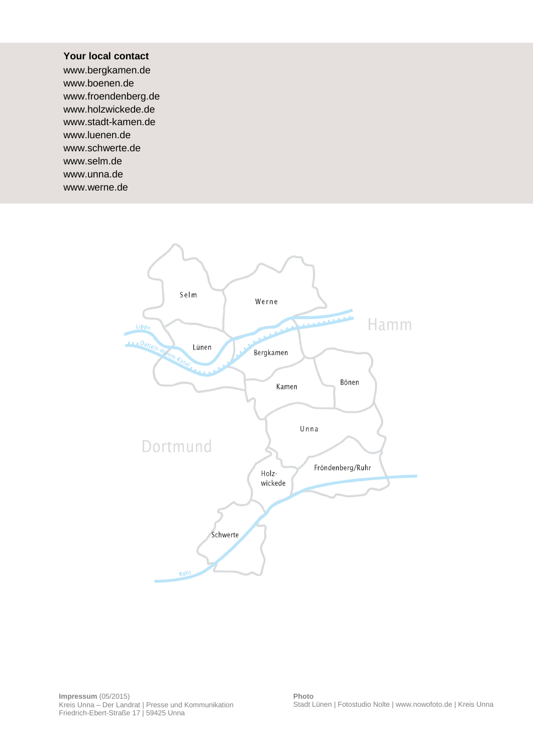**Your local contact**

www.bergkamen.de
www.boenen.de
www.froendenberg.de
www.holzwickede.de
www.stadt-kamen.de
www.luenen.de
www.schwerte.de
www.selm.de
www.unna.de
www.werne.de

Selm
Werne
Hamm
Lippe
Datteln-Hamm-Kanal
Lünen
Bergkamen
Kamen
Bönen
Unna
Dortmund
Holz-wickede
Fröndenberg/Ruhr
Schwerte
Ruhr

**Impressum** (05/2015)
Kreis Unna – Der Landrat | Presse und Kommunikation
Friedrich-Ebert-Straße 17 | 59425 Unna

**Photo**
Stadt Lünen | Fotostudio Nolte | www.nowofoto.de | Kreis Unna